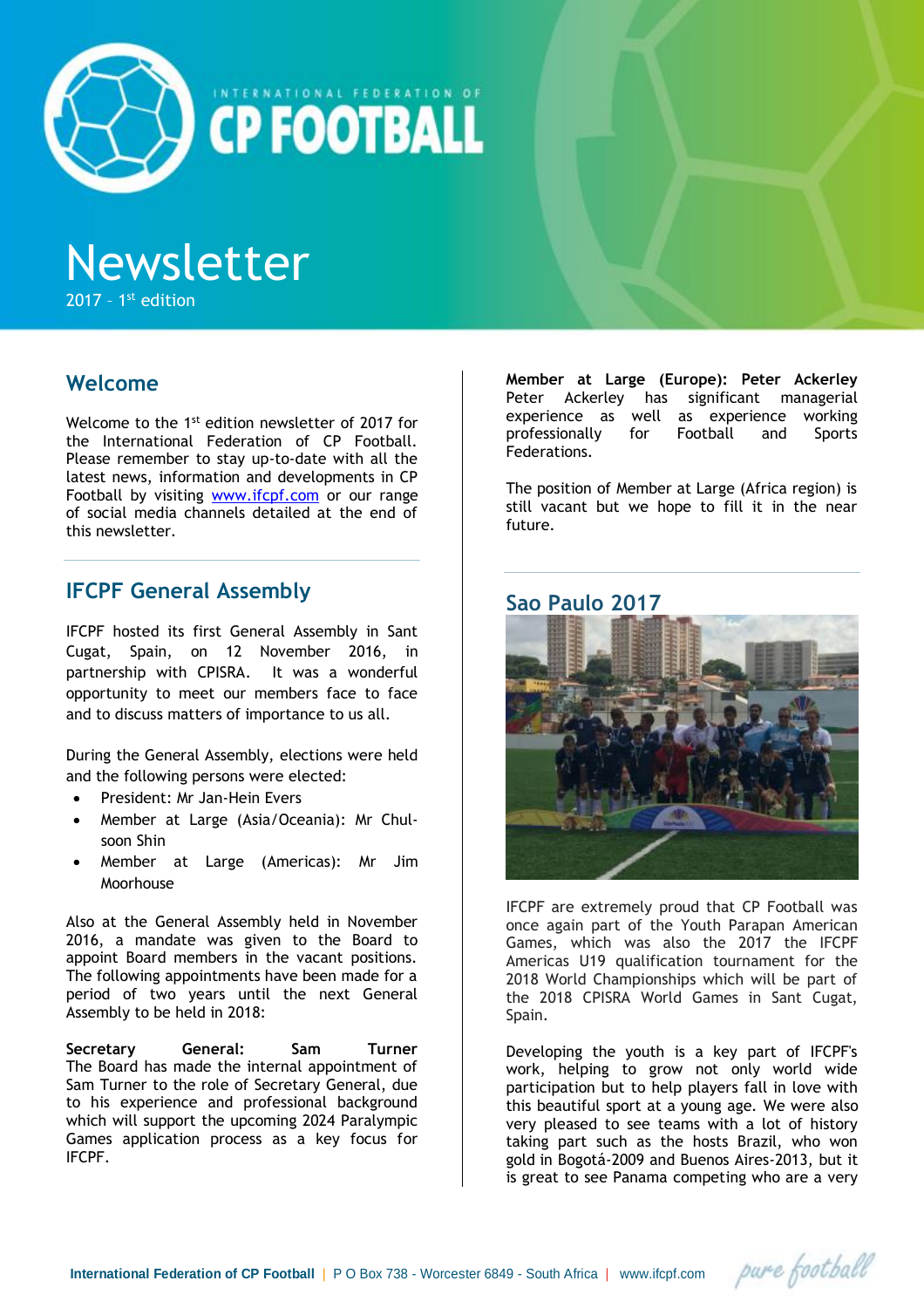INTERNATIONAL FEDERATION OF

# CP FOOTBALL

# Newsletter

2017 – 1st edition

## Welcome

Welcome to the 1st edition newsletter of 2017 for the International Federation of CP Football. Please remember to stay up-to-date with all the latest news, information and developments in CP Football by visiting www.ifcpf.com or our range of social media channels detailed at the end of this newsletter.

## IFCPF General Assembly

IFCPF hosted its first General Assembly in Sant Cugat, Spain, on 12 November 2016, in partnership with CPISRA. It was a wonderful opportunity to meet our members face to face and to discuss matters of importance to us all.

During the General Assembly, elections were held and the following persons were elected:

- President: Mr Jan-Hein Evers
- Member at Large (Asia/Oceania): Mr Chul-soon Shin
- Member at Large (Americas): Mr Jim Moorhouse

Also at the General Assembly held in November 2016, a mandate was given to the Board to appoint Board members in the vacant positions. The following appointments have been made for a period of two years until the next General Assembly to be held in 2018:

**Secretary General: Sam Turner**
The Board has made the internal appointment of Sam Turner to the role of Secretary General, due to his experience and professional background which will support the upcoming 2024 Paralympic Games application process as a key focus for IFCPF.

**Member at Large (Europe): Peter Ackerley**
Peter Ackerley has significant managerial experience as well as experience working professionally for Football and Sports Federations.

The position of Member at Large (Africa region) is still vacant but we hope to fill it in the near future.

## Sao Paulo 2017

IFCPF are extremely proud that CP Football was once again part of the Youth Parapan American Games, which was also the 2017 the IFCPF Americas U19 qualification tournament for the 2018 World Championships which will be part of the 2018 CPISRA World Games in Sant Cugat, Spain.

Developing the youth is a key part of IFCPF's work, helping to grow not only world wide participation but to help players fall in love with this beautiful sport at a young age. We were also very pleased to see teams with a lot of history taking part such as the hosts Brazil, who won gold in Bogotá-2009 and Buenos Aires-2013, but it is great to see Panama competing who are a very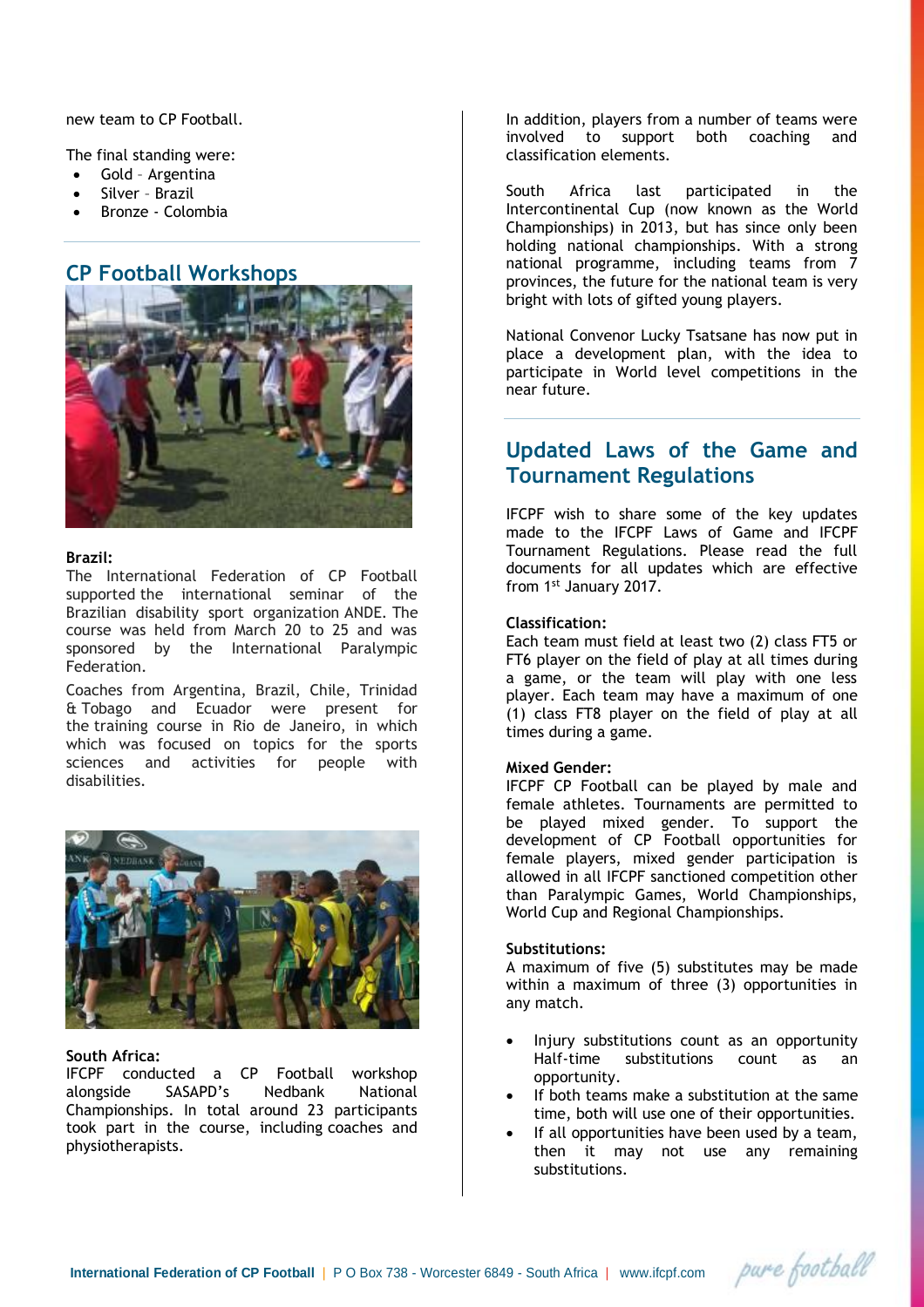new team to CP Football.

The final standing were:

- Gold – Argentina
- Silver – Brazil
- Bronze - Colombia

## CP Football Workshops

**Brazil:**
The International Federation of CP Football supported the international seminar of the Brazilian disability sport organization ANDE. The course was held from March 20 to 25 and was sponsored by the International Paralympic Federation.

Coaches from Argentina, Brazil, Chile, Trinidad & Tobago and Ecuador were present for the training course in Rio de Janeiro, in which which was focused on topics for the sports sciences and activities for people with disabilities.

**South Africa:**
IFCPF conducted a CP Football workshop alongside SASAPD's Nedbank National Championships. In total around 23 participants took part in the course, including coaches and physiotherapists.

In addition, players from a number of teams were involved to support both coaching and classification elements.

South Africa last participated in the Intercontinental Cup (now known as the World Championships) in 2013, but has since only been holding national championships. With a strong national programme, including teams from 7 provinces, the future for the national team is very bright with lots of gifted young players.

National Convenor Lucky Tsatsane has now put in place a development plan, with the idea to participate in World level competitions in the near future.

## Updated Laws of the Game and Tournament Regulations

IFCPF wish to share some of the key updates made to the IFCPF Laws of Game and IFCPF Tournament Regulations. Please read the full documents for all updates which are effective from 1st January 2017.

**Classification:**
Each team must field at least two (2) class FT5 or FT6 player on the field of play at all times during a game, or the team will play with one less player. Each team may have a maximum of one (1) class FT8 player on the field of play at all times during a game.

**Mixed Gender:**
IFCPF CP Football can be played by male and female athletes. Tournaments are permitted to be played mixed gender. To support the development of CP Football opportunities for female players, mixed gender participation is allowed in all IFCPF sanctioned competition other than Paralympic Games, World Championships, World Cup and Regional Championships.

**Substitutions:**
A maximum of five (5) substitutes may be made within a maximum of three (3) opportunities in any match.

- Injury substitutions count as an opportunity Half-time substitutions count as an opportunity.
- If both teams make a substitution at the same time, both will use one of their opportunities.
- If all opportunities have been used by a team, then it may not use any remaining substitutions.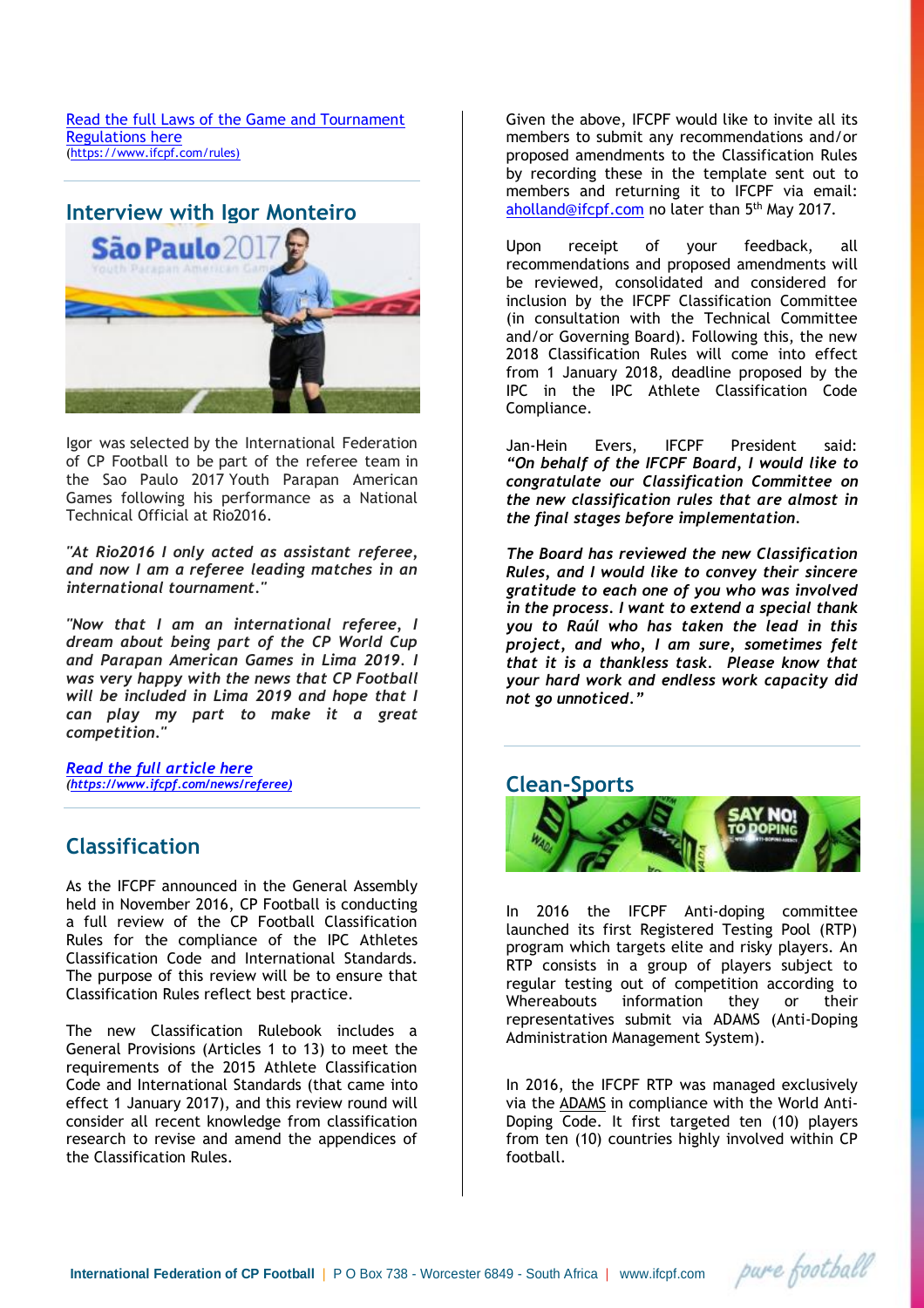[Read the full Laws of the Game and Tournament Regulations here](https://www.ifcpf.com/rules)
(https://www.ifcpf.com/rules)

## Interview with Igor Monteiro

Igor was selected by the International Federation of CP Football to be part of the referee team in the Sao Paulo 2017 Youth Parapan American Games following his performance as a National Technical Official at Rio2016.

*"At Rio2016 I only acted as assistant referee, and now I am a referee leading matches in an international tournament."*

*"Now that I am an international referee, I dream about being part of the CP World Cup and Parapan American Games in Lima 2019. I was very happy with the news that CP Football will be included in Lima 2019 and hope that I can play my part to make it a great competition."*

***[Read the full article here](https://www.ifcpf.com/news/referee)***
***(https://www.ifcpf.com/news/referee)***

## Classification

As the IFCPF announced in the General Assembly held in November 2016, CP Football is conducting a full review of the CP Football Classification Rules for the compliance of the IPC Athletes Classification Code and International Standards. The purpose of this review will be to ensure that Classification Rules reflect best practice.

The new Classification Rulebook includes a General Provisions (Articles 1 to 13) to meet the requirements of the 2015 Athlete Classification Code and International Standards (that came into effect 1 January 2017), and this review round will consider all recent knowledge from classification research to revise and amend the appendices of the Classification Rules.

Given the above, IFCPF would like to invite all its members to submit any recommendations and/or proposed amendments to the Classification Rules by recording these in the template sent out to members and returning it to IFCPF via email: aholland@ifcpf.com no later than 5th May 2017.

Upon receipt of your feedback, all recommendations and proposed amendments will be reviewed, consolidated and considered for inclusion by the IFCPF Classification Committee (in consultation with the Technical Committee and/or Governing Board). Following this, the new 2018 Classification Rules will come into effect from 1 January 2018, deadline proposed by the IPC in the IPC Athlete Classification Code Compliance.

Jan-Hein Evers, IFCPF President said: ***"On behalf of the IFCPF Board, I would like to congratulate our Classification Committee on the new classification rules that are almost in the final stages before implementation.***

***The Board has reviewed the new Classification Rules, and I would like to convey their sincere gratitude to each one of you who was involved in the process. I want to extend a special thank you to Raúl who has taken the lead in this project, and who, I am sure, sometimes felt that it is a thankless task. Please know that your hard work and endless work capacity did not go unnoticed."***

## Clean-Sports

In 2016 the IFCPF Anti-doping committee launched its first Registered Testing Pool (RTP) program which targets elite and risky players. An RTP consists in a group of players subject to regular testing out of competition according to Whereabouts information they or their representatives submit via ADAMS (Anti-Doping Administration Management System).

In 2016, the IFCPF RTP was managed exclusively via the ADAMS in compliance with the World Anti-Doping Code. It first targeted ten (10) players from ten (10) countries highly involved within CP football.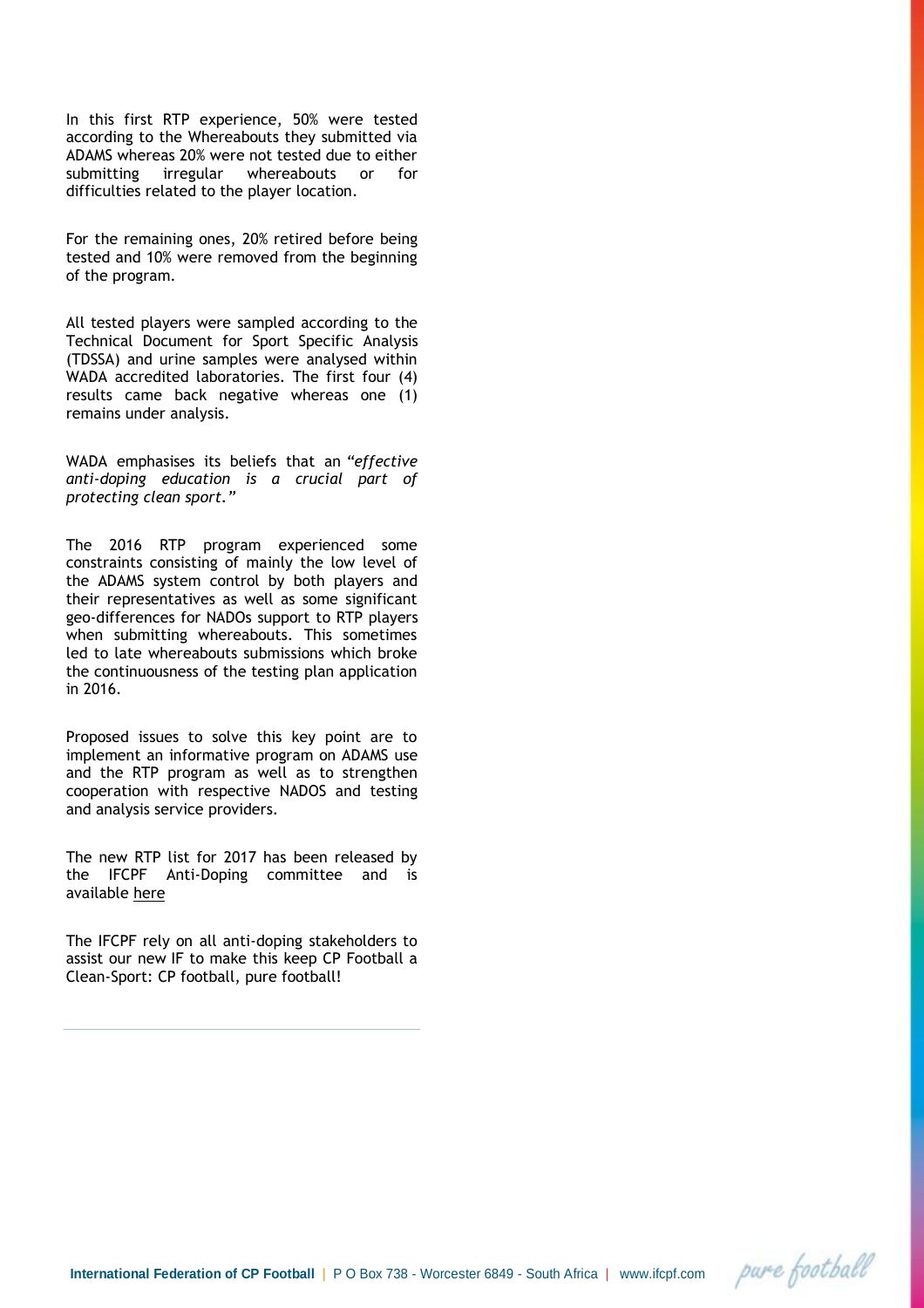In this first RTP experience, 50% were tested according to the Whereabouts they submitted via ADAMS whereas 20% were not tested due to either submitting irregular whereabouts or for difficulties related to the player location.

For the remaining ones, 20% retired before being tested and 10% were removed from the beginning of the program.

All tested players were sampled according to the Technical Document for Sport Specific Analysis (TDSSA) and urine samples were analysed within WADA accredited laboratories. The first four (4) results came back negative whereas one (1) remains under analysis.

WADA emphasises its beliefs that an *"effective anti-doping education is a crucial part of protecting clean sport."*

The 2016 RTP program experienced some constraints consisting of mainly the low level of the ADAMS system control by both players and their representatives as well as some significant geo-differences for NADOs support to RTP players when submitting whereabouts. This sometimes led to late whereabouts submissions which broke the continuousness of the testing plan application in 2016.

Proposed issues to solve this key point are to implement an informative program on ADAMS use and the RTP program as well as to strengthen cooperation with respective NADOS and testing and analysis service providers.

The new RTP list for 2017 has been released by the IFCPF Anti-Doping committee and is available here

The IFCPF rely on all anti-doping stakeholders to assist our new IF to make this keep CP Football a Clean-Sport: CP football, pure football!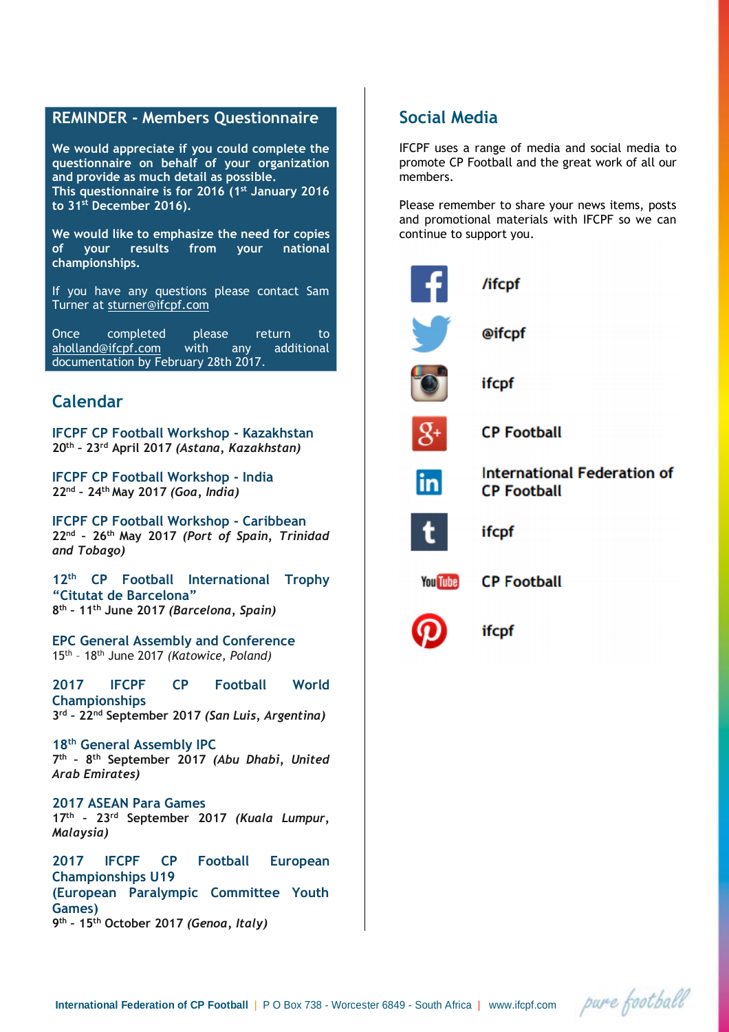## REMINDER - Members Questionnaire

**We would appreciate if you could complete the questionnaire on behalf of your organization and provide as much detail as possible. This questionnaire is for 2016 (1st January 2016 to 31st December 2016).**

**We would like to emphasize the need for copies of your results from your national championships.**

If you have any questions please contact Sam Turner at sturner@ifcpf.com

Once completed please return to aholland@ifcpf.com with any additional documentation by February 28th 2017.

## Calendar

**IFCPF CP Football Workshop - Kazakhstan**
**20th – 23rd April 2017** ***(Astana, Kazakhstan)***

**IFCPF CP Football Workshop - India**
**22nd – 24th May 2017** ***(Goa, India)***

**IFCPF CP Football Workshop - Caribbean**
**22nd - 26th May 2017** ***(Port of Spain, Trinidad and Tobago)***

**12th CP Football International Trophy "Citutat de Barcelona"**
**8th – 11th June 2017** ***(Barcelona, Spain)***

**EPC General Assembly and Conference**
15th – 18th June 2017 *(Katowice, Poland)*

**2017 IFCPF CP Football World Championships**
**3rd – 22nd September 2017** ***(San Luis, Argentina)***

**18th General Assembly IPC**
**7th - 8th September 2017** ***(Abu Dhabi, United Arab Emirates)***

**2017 ASEAN Para Games**
**17th - 23rd September 2017** ***(Kuala Lumpur, Malaysia)***

**2017 IFCPF CP Football European Championships U19**
**(European Paralympic Committee Youth Games)**
**9th – 15th October 2017** ***(Genoa, Italy)***

## Social Media

IFCPF uses a range of media and social media to promote CP Football and the great work of all our members.

Please remember to share your news items, posts and promotional materials with IFCPF so we can continue to support you.

**/ifcpf**

**@ifcpf**

**ifcpf**

**CP Football**

**International Federation of CP Football**

**ifcpf**

**CP Football**

**ifcpf**

**International Federation of CP Football** | P O Box 738 - Worcester 6849 - South Africa | www.ifcpf.com

*pure football*